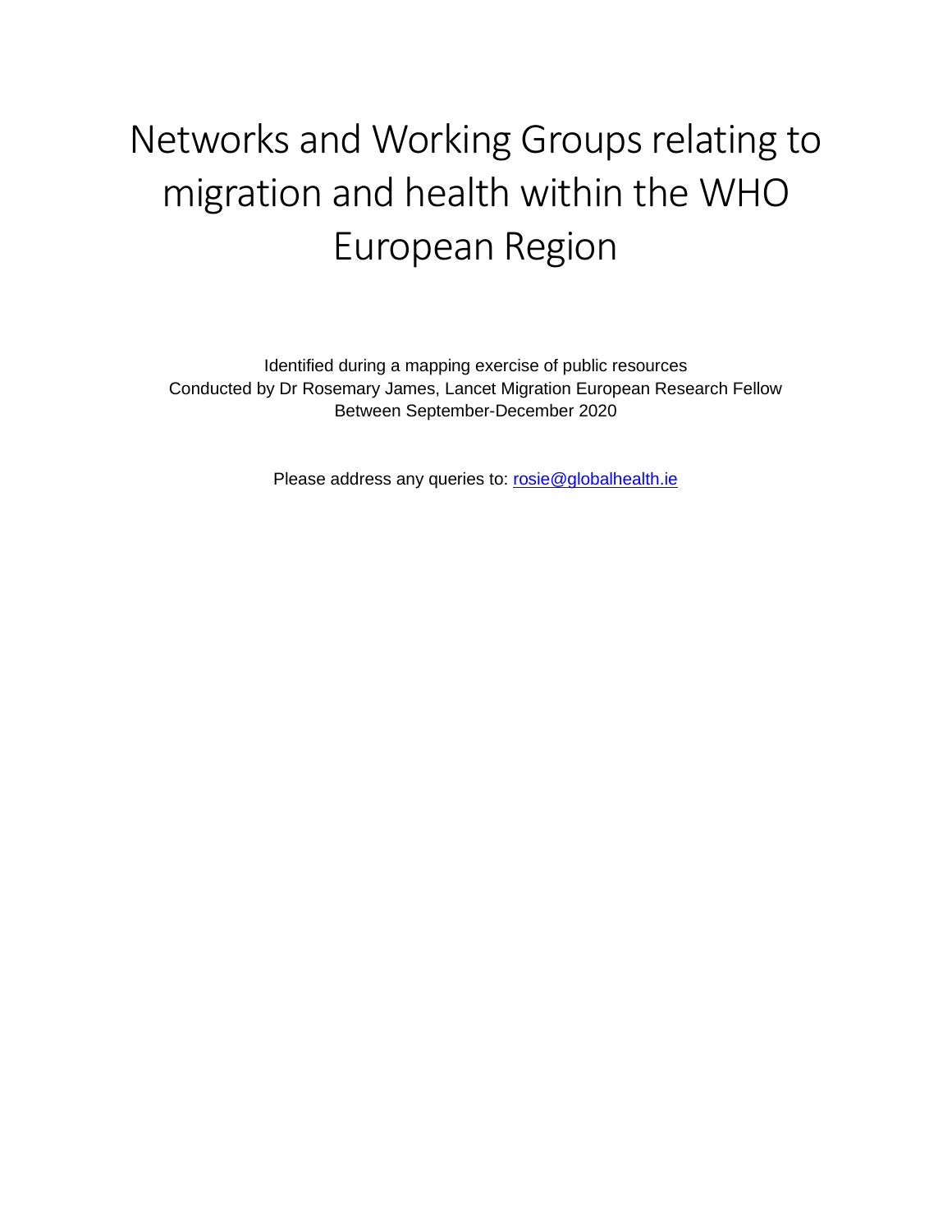# Networks and Working Groups relating to migration and health within the WHO European Region

Identified during a mapping exercise of public resources
Conducted by Dr Rosemary James, Lancet Migration European Research Fellow
Between September-December 2020

Please address any queries to: rosie@globalhealth.ie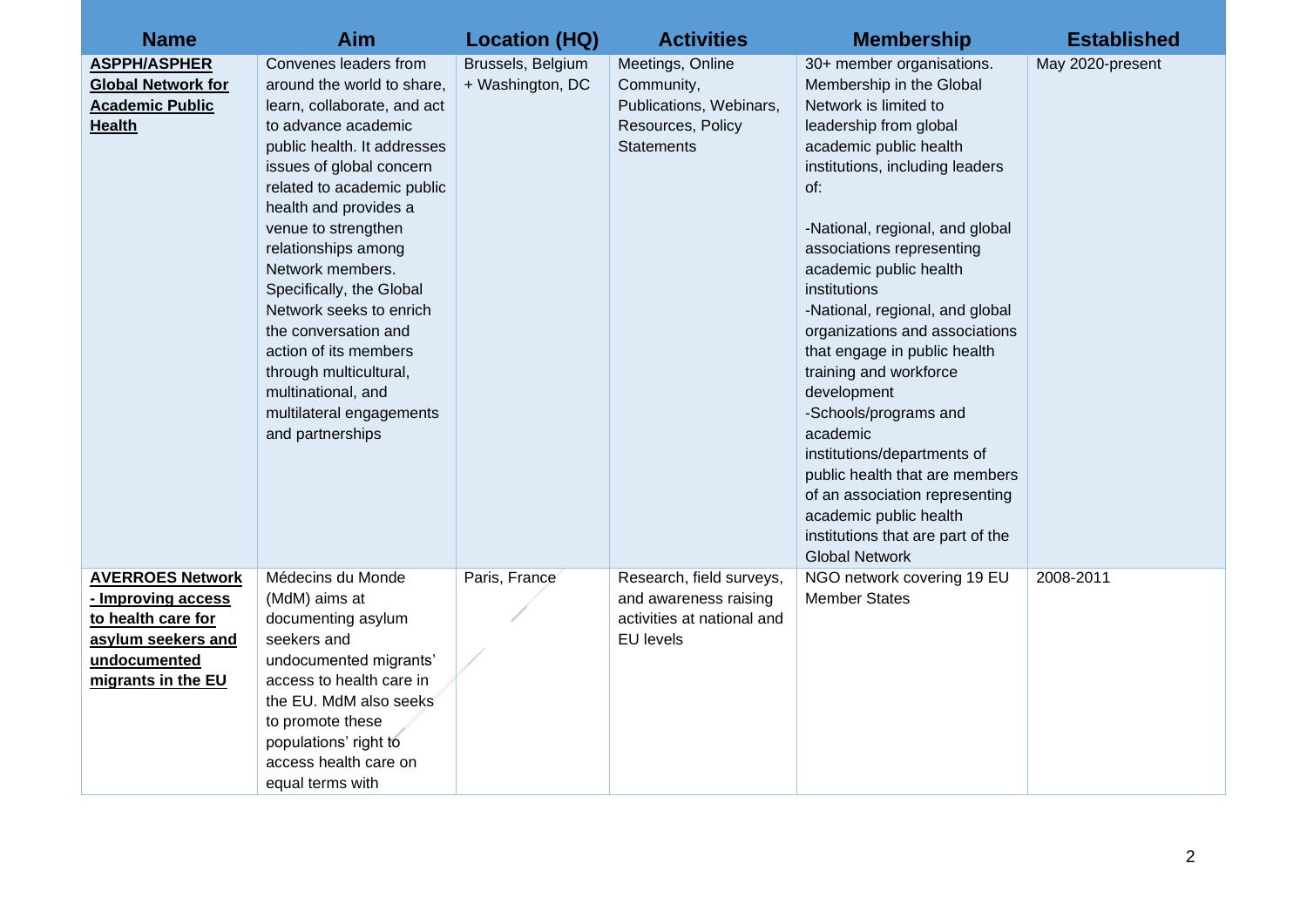| Name | Aim | Location (HQ) | Activities | Membership | Established |
|---|---|---|---|---|---|
| **ASPPH/ASPHER Global Network for Academic Public Health** | Convenes leaders from around the world to share, learn, collaborate, and act to advance academic public health. It addresses issues of global concern related to academic public health and provides a venue to strengthen relationships among Network members. Specifically, the Global Network seeks to enrich the conversation and action of its members through multicultural, multinational, and multilateral engagements and partnerships | Brussels, Belgium + Washington, DC | Meetings, Online Community, Publications, Webinars, Resources, Policy Statements | 30+ member organisations. Membership in the Global Network is limited to leadership from global academic public health institutions, including leaders of:<br><br>-National, regional, and global associations representing academic public health institutions<br>-National, regional, and global organizations and associations that engage in public health training and workforce development<br>-Schools/programs and academic institutions/departments of public health that are members of an association representing academic public health institutions that are part of the Global Network | May 2020-present |
| **AVERROES Network - Improving access to health care for asylum seekers and undocumented migrants in the EU** | Médecins du Monde (MdM) aims at documenting asylum seekers and undocumented migrants' access to health care in the EU. MdM also seeks to promote these populations' right to access health care on equal terms with | Paris, France | Research, field surveys, and awareness raising activities at national and EU levels | NGO network covering 19 EU Member States | 2008-2011 |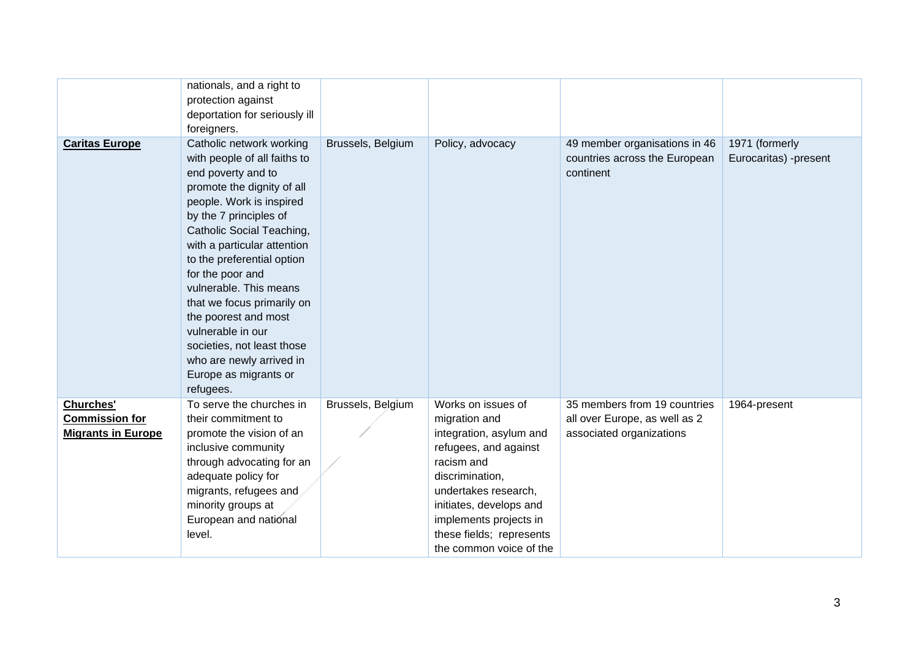| | | | | | |
|---|---|---|---|---|---|
| | nationals, and a right to protection against deportation for seriously ill foreigners. | | | | |
| **Caritas Europe** | Catholic network working with people of all faiths to end poverty and to promote the dignity of all people. Work is inspired by the 7 principles of Catholic Social Teaching, with a particular attention to the preferential option for the poor and vulnerable. This means that we focus primarily on the poorest and most vulnerable in our societies, not least those who are newly arrived in Europe as migrants or refugees. | Brussels, Belgium | Policy, advocacy | 49 member organisations in 46 countries across the European continent | 1971 (formerly Eurocaritas) -present |
| **Churches' Commission for Migrants in Europe** | To serve the churches in their commitment to promote the vision of an inclusive community through advocating for an adequate policy for migrants, refugees and minority groups at European and national level. | Brussels, Belgium | Works on issues of migration and integration, asylum and refugees, and against racism and discrimination, undertakes research, initiates, develops and implements projects in these fields; represents the common voice of the | 35 members from 19 countries all over Europe, as well as 2 associated organizations | 1964-present |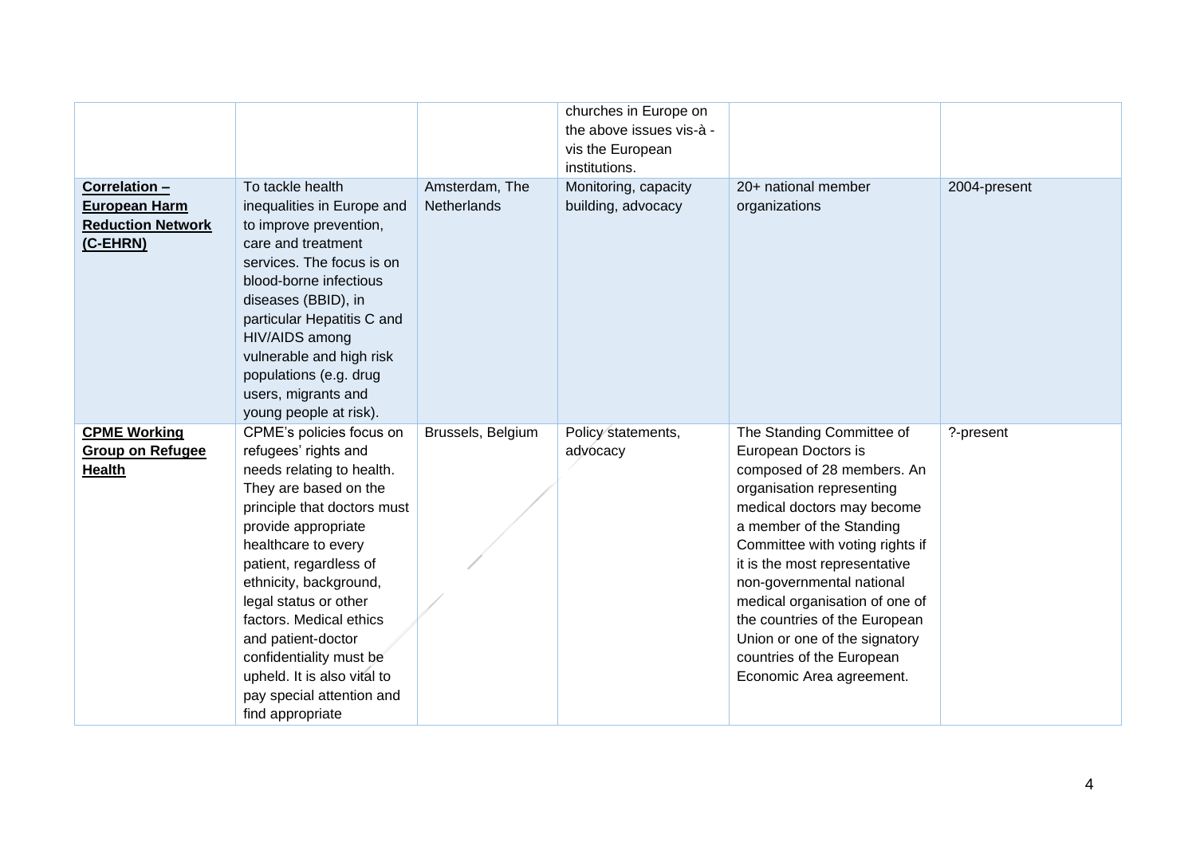| | | | | | |
|---|---|---|---|---|---|
| | | | churches in Europe on the above issues vis-à -vis the European institutions. | | |
| **Correlation – European Harm Reduction Network (C-EHRN)** | To tackle health inequalities in Europe and to improve prevention, care and treatment services. The focus is on blood-borne infectious diseases (BBID), in particular Hepatitis C and HIV/AIDS among vulnerable and high risk populations (e.g. drug users, migrants and young people at risk). | Amsterdam, The Netherlands | Monitoring, capacity building, advocacy | 20+ national member organizations | 2004-present |
| **CPME Working Group on Refugee Health** | CPME's policies focus on refugees' rights and needs relating to health. They are based on the principle that doctors must provide appropriate healthcare to every patient, regardless of ethnicity, background, legal status or other factors. Medical ethics and patient-doctor confidentiality must be upheld. It is also vital to pay special attention and find appropriate | Brussels, Belgium | Policy statements, advocacy | The Standing Committee of European Doctors is composed of 28 members. An organisation representing medical doctors may become a member of the Standing Committee with voting rights if it is the most representative non-governmental national medical organisation of one of the countries of the European Union or one of the signatory countries of the European Economic Area agreement. | ?-present |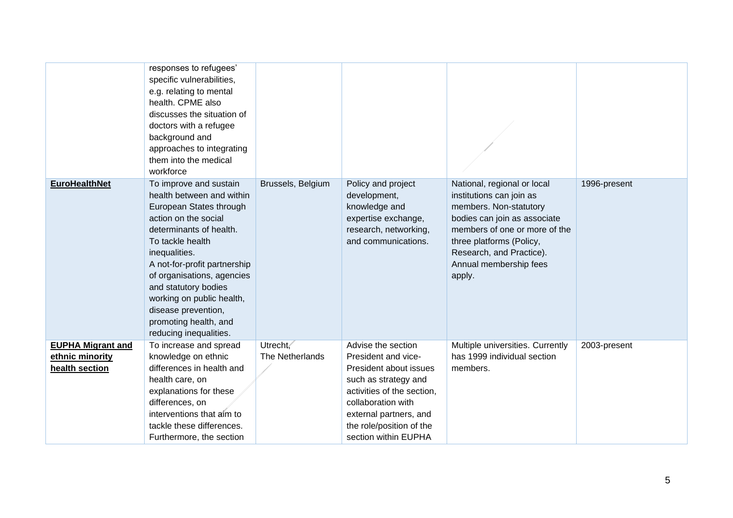| | | | | | |
|---|---|---|---|---|---|
| | responses to refugees' specific vulnerabilities, e.g. relating to mental health. CPME also discusses the situation of doctors with a refugee background and approaches to integrating them into the medical workforce | | | | |
| **EuroHealthNet** | To improve and sustain health between and within European States through action on the social determinants of health. To tackle health inequalities. A not-for-profit partnership of organisations, agencies and statutory bodies working on public health, disease prevention, promoting health, and reducing inequalities. | Brussels, Belgium | Policy and project development, knowledge and expertise exchange, research, networking, and communications. | National, regional or local institutions can join as members. Non-statutory bodies can join as associate members of one or more of the three platforms (Policy, Research, and Practice). Annual membership fees apply. | 1996-present |
| **EUPHA Migrant and ethnic minority health section** | To increase and spread knowledge on ethnic differences in health and health care, on explanations for these differences, on interventions that aim to tackle these differences. Furthermore, the section | Utrecht, The Netherlands | Advise the section President and vice-President about issues such as strategy and activities of the section, collaboration with external partners, and the role/position of the section within EUPHA | Multiple universities. Currently has 1999 individual section members. | 2003-present |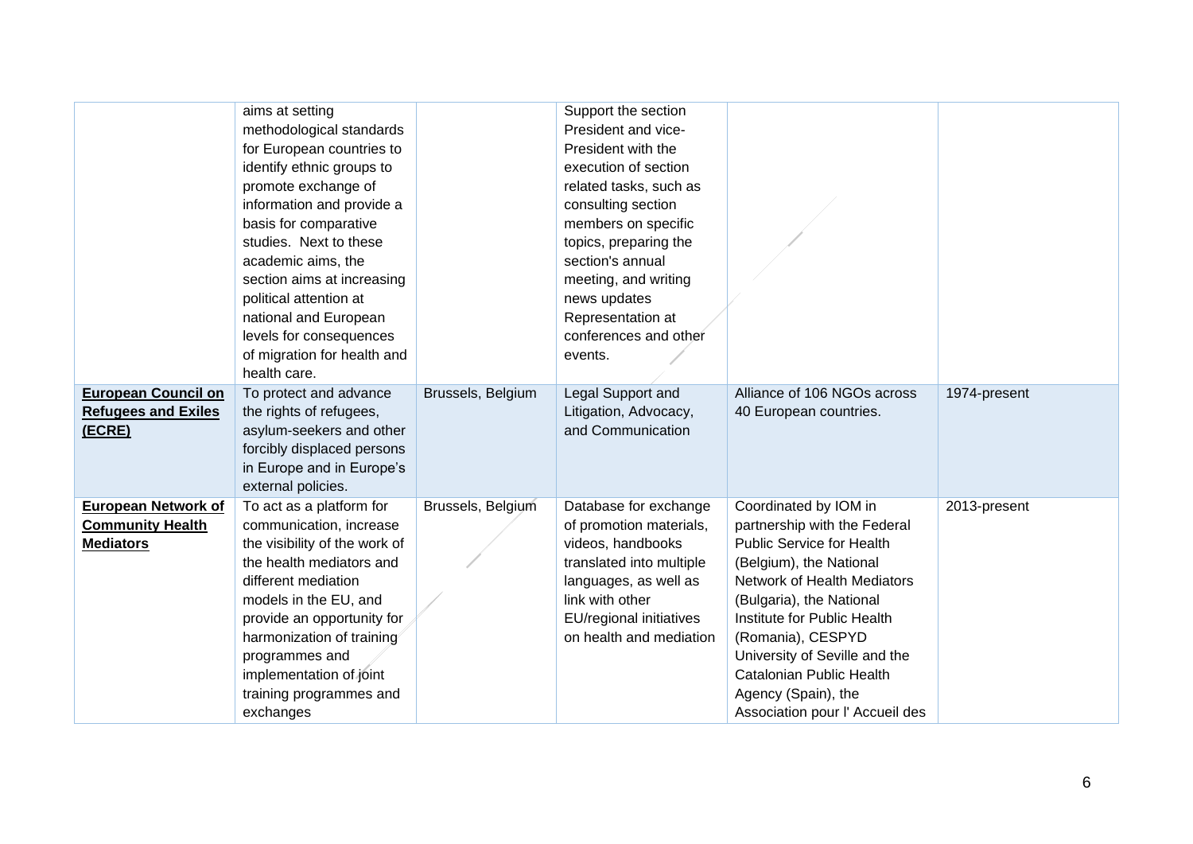| | | | | | |
|---|---|---|---|---|---|
| | aims at setting methodological standards for European countries to identify ethnic groups to promote exchange of information and provide a basis for comparative studies. Next to these academic aims, the section aims at increasing political attention at national and European levels for consequences of migration for health and health care. | | Support the section President and vice-President with the execution of section related tasks, such as consulting section members on specific topics, preparing the section's annual meeting, and writing news updates Representation at conferences and other events. | | |
| **European Council on Refugees and Exiles (ECRE)** | To protect and advance the rights of refugees, asylum-seekers and other forcibly displaced persons in Europe and in Europe's external policies. | Brussels, Belgium | Legal Support and Litigation, Advocacy, and Communication | Alliance of 106 NGOs across 40 European countries. | 1974-present |
| **European Network of Community Health Mediators** | To act as a platform for communication, increase the visibility of the work of the health mediators and different mediation models in the EU, and provide an opportunity for harmonization of training programmes and implementation of joint training programmes and exchanges | Brussels, Belgium | Database for exchange of promotion materials, videos, handbooks translated into multiple languages, as well as link with other EU/regional initiatives on health and mediation | Coordinated by IOM in partnership with the Federal Public Service for Health (Belgium), the National Network of Health Mediators (Bulgaria), the National Institute for Public Health (Romania), CESPYD University of Seville and the Catalonian Public Health Agency (Spain), the Association pour l' Accueil des | 2013-present |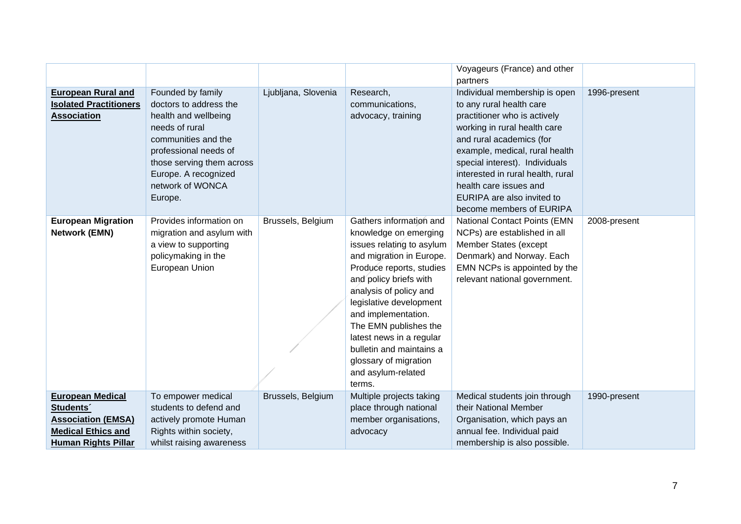| | | | | | |
|---|---|---|---|---|---|
| | | | | Voyageurs (France) and other partners | |
| **European Rural and Isolated Practitioners Association** | Founded by family doctors to address the health and wellbeing needs of rural communities and the professional needs of those serving them across Europe. A recognized network of WONCA Europe. | Ljubljana, Slovenia | Research, communications, advocacy, training | Individual membership is open to any rural health care practitioner who is actively working in rural health care and rural academics (for example, medical, rural health special interest). Individuals interested in rural health, rural health care issues and EURIPA are also invited to become members of EURIPA | 1996-present |
| **European Migration Network (EMN)** | Provides information on migration and asylum with a view to supporting policymaking in the European Union | Brussels, Belgium | Gathers information and knowledge on emerging issues relating to asylum and migration in Europe. Produce reports, studies and policy briefs with analysis of policy and legislative development and implementation. The EMN publishes the latest news in a regular bulletin and maintains a glossary of migration and asylum-related terms. | National Contact Points (EMN NCPs) are established in all Member States (except Denmark) and Norway. Each EMN NCPs is appointed by the relevant national government. | 2008-present |
| **European Medical Students´ Association (EMSA) Medical Ethics and Human Rights Pillar** | To empower medical students to defend and actively promote Human Rights within society, whilst raising awareness | Brussels, Belgium | Multiple projects taking place through national member organisations, advocacy | Medical students join through their National Member Organisation, which pays an annual fee. Individual paid membership is also possible. | 1990-present |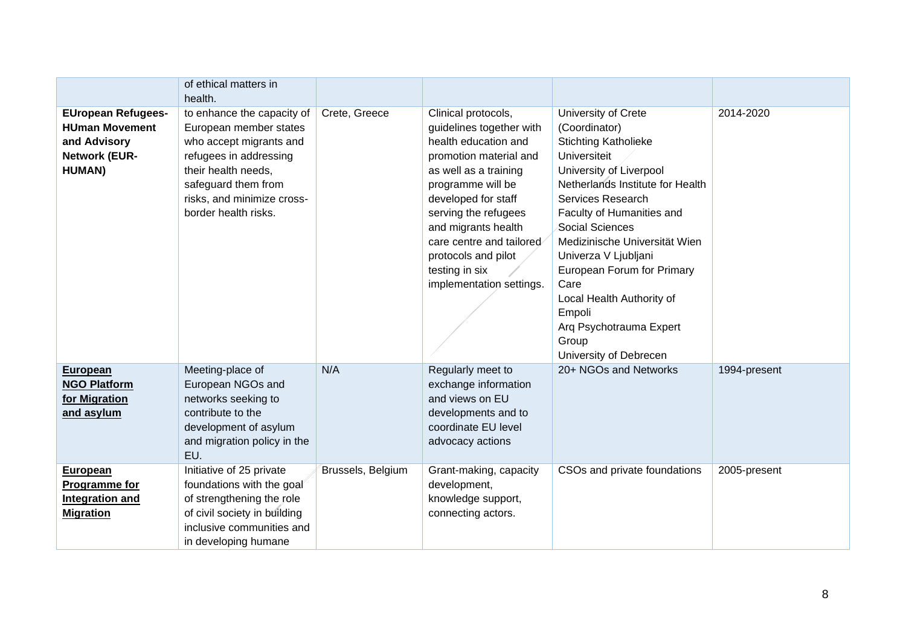| | | | | | |
|---|---|---|---|---|---|
| | of ethical matters in health. | | | | |
| **EUropean Refugees-HUman Movement and Advisory Network (EUR-HUMAN)** | to enhance the capacity of European member states who accept migrants and refugees in addressing their health needs, safeguard them from risks, and minimize cross-border health risks. | Crete, Greece | Clinical protocols, guidelines together with health education and promotion material and as well as a training programme will be developed for staff serving the refugees and migrants health care centre and tailored protocols and pilot testing in six implementation settings. | University of Crete (Coordinator)<br>Stichting Katholieke Universiteit<br>University of Liverpool<br>Netherlands Institute for Health Services Research<br>Faculty of Humanities and Social Sciences<br>Medizinische Universität Wien<br>Univerza V Ljubljani<br>European Forum for Primary Care<br>Local Health Authority of Empoli<br>Arq Psychotrauma Expert Group<br>University of Debrecen | 2014-2020 |
| **European NGO Platform for Migration and asylum** | Meeting-place of European NGOs and networks seeking to contribute to the development of asylum and migration policy in the EU. | N/A | Regularly meet to exchange information and views on EU developments and to coordinate EU level advocacy actions | 20+ NGOs and Networks | 1994-present |
| **European Programme for Integration and Migration** | Initiative of 25 private foundations with the goal of strengthening the role of civil society in building inclusive communities and in developing humane | Brussels, Belgium | Grant-making, capacity development, knowledge support, connecting actors. | CSOs and private foundations | 2005-present |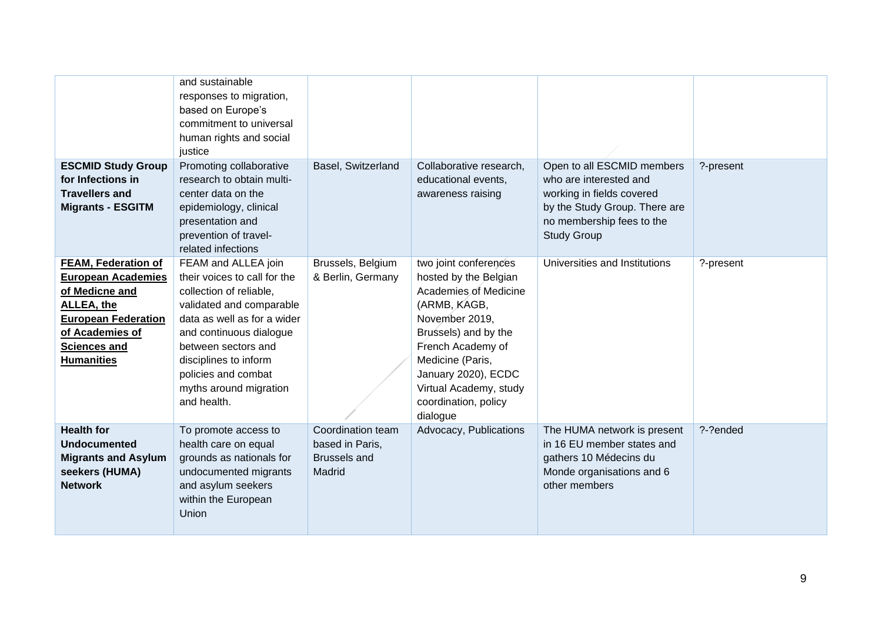| | | | | | |
|---|---|---|---|---|---|
| | and sustainable responses to migration, based on Europe's commitment to universal human rights and social justice | | | | |
| **ESCMID Study Group for Infections in Travellers and Migrants - ESGITM** | Promoting collaborative research to obtain multi-center data on the epidemiology, clinical presentation and prevention of travel-related infections | Basel, Switzerland | Collaborative research, educational events, awareness raising | Open to all ESCMID members who are interested and working in fields covered by the Study Group. There are no membership fees to the Study Group | ?-present |
| **FEAM, Federation of European Academies of Medicne and ALLEA, the European Federation of Academies of Sciences and Humanities** | FEAM and ALLEA join their voices to call for the collection of reliable, validated and comparable data as well as for a wider and continuous dialogue between sectors and disciplines to inform policies and combat myths around migration and health. | Brussels, Belgium & Berlin, Germany | two joint conferences hosted by the Belgian Academies of Medicine (ARMB, KAGB, November 2019, Brussels) and by the French Academy of Medicine (Paris, January 2020), ECDC Virtual Academy, study coordination, policy dialogue | Universities and Institutions | ?-present |
| **Health for Undocumented Migrants and Asylum seekers (HUMA) Network** | To promote access to health care on equal grounds as nationals for undocumented migrants and asylum seekers within the European Union | Coordination team based in Paris, Brussels and Madrid | Advocacy, Publications | The HUMA network is present in 16 EU member states and gathers 10 Médecins du Monde organisations and 6 other members | ?-?ended |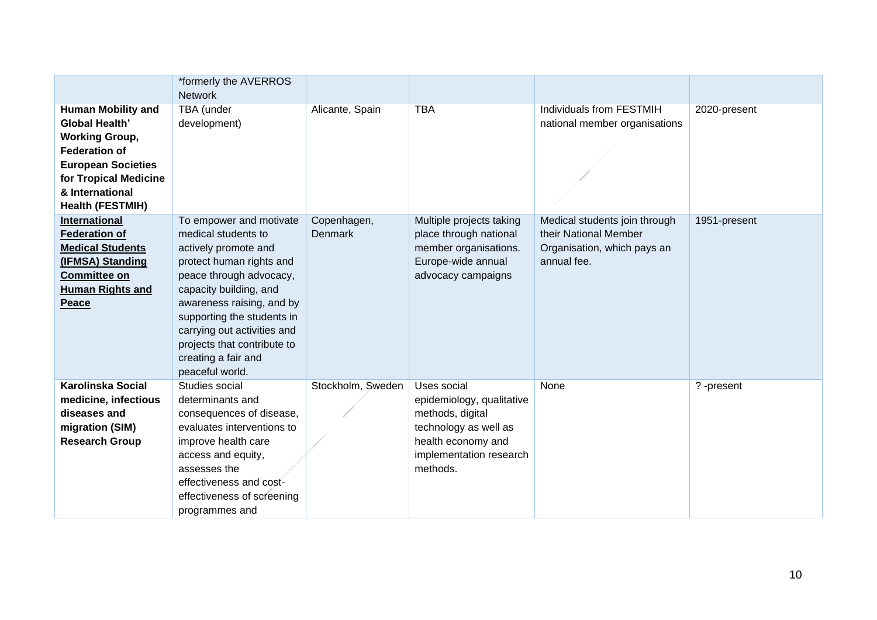| | | | | | |
|---|---|---|---|---|---|
| | *formerly the AVERROS Network | | | | |
| **Human Mobility and Global Health' Working Group, Federation of European Societies for Tropical Medicine & International Health (FESTMIH)** | TBA (under development) | Alicante, Spain | TBA | Individuals from FESTMIH national member organisations | 2020-present |
| **International Federation of Medical Students (IFMSA) Standing Committee on Human Rights and Peace** | To empower and motivate medical students to actively promote and protect human rights and peace through advocacy, capacity building, and awareness raising, and by supporting the students in carrying out activities and projects that contribute to creating a fair and peaceful world. | Copenhagen, Denmark | Multiple projects taking place through national member organisations. Europe-wide annual advocacy campaigns | Medical students join through their National Member Organisation, which pays an annual fee. | 1951-present |
| **Karolinska Social medicine, infectious diseases and migration (SIM) Research Group** | Studies social determinants and consequences of disease, evaluates interventions to improve health care access and equity, assesses the effectiveness and cost-effectiveness of screening programmes and | Stockholm, Sweden | Uses social epidemiology, qualitative methods, digital technology as well as health economy and implementation research methods. | None | ? -present |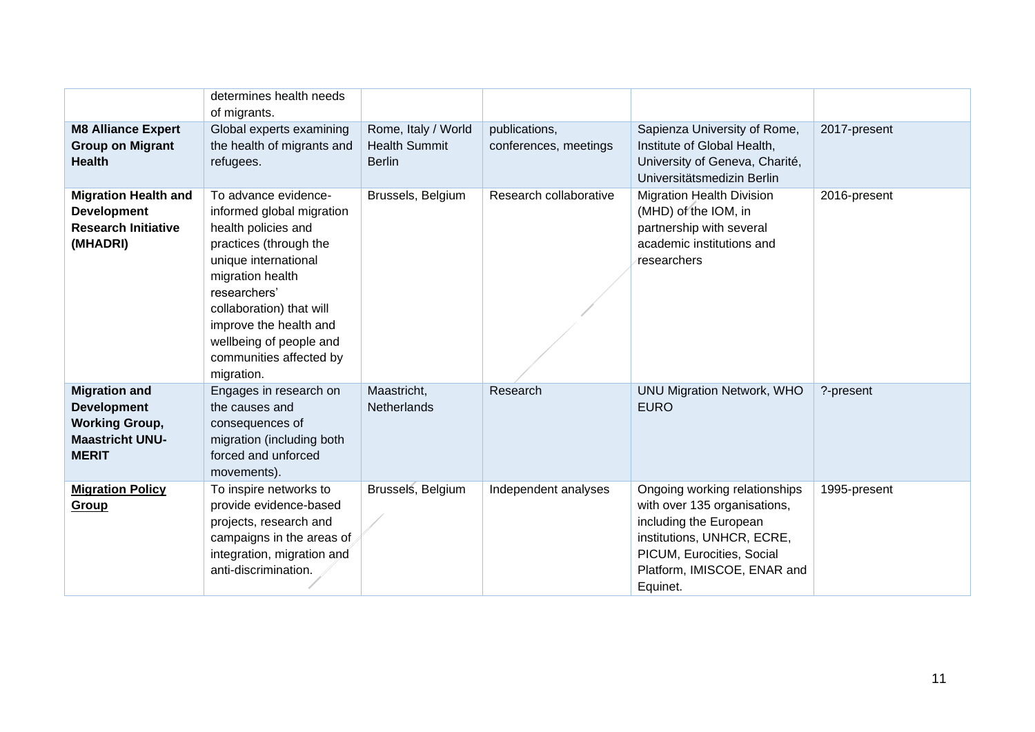|  | determines health needs of migrants. |  |  |  |  |
|---|---|---|---|---|---|
| **M8 Alliance Expert Group on Migrant Health** | Global experts examining the health of migrants and refugees. | Rome, Italy / World Health Summit Berlin | publications, conferences, meetings | Sapienza University of Rome, Institute of Global Health, University of Geneva, Charité, Universitätsmedizin Berlin | 2017-present |
| **Migration Health and Development Research Initiative (MHADRI)** | To advance evidence-informed global migration health policies and practices (through the unique international migration health researchers' collaboration) that will improve the health and wellbeing of people and communities affected by migration. | Brussels, Belgium | Research collaborative | Migration Health Division (MHD) of the IOM, in partnership with several academic institutions and researchers | 2016-present |
| **Migration and Development Working Group, Maastricht UNU-MERIT** | Engages in research on the causes and consequences of migration (including both forced and unforced movements). | Maastricht, Netherlands | Research | UNU Migration Network, WHO EURO | ?-present |
| **Migration Policy Group** | To inspire networks to provide evidence-based projects, research and campaigns in the areas of integration, migration and anti-discrimination. | Brussels, Belgium | Independent analyses | Ongoing working relationships with over 135 organisations, including the European institutions, UNHCR, ECRE, PICUM, Eurocities, Social Platform, IMISCOE, ENAR and Equinet. | 1995-present |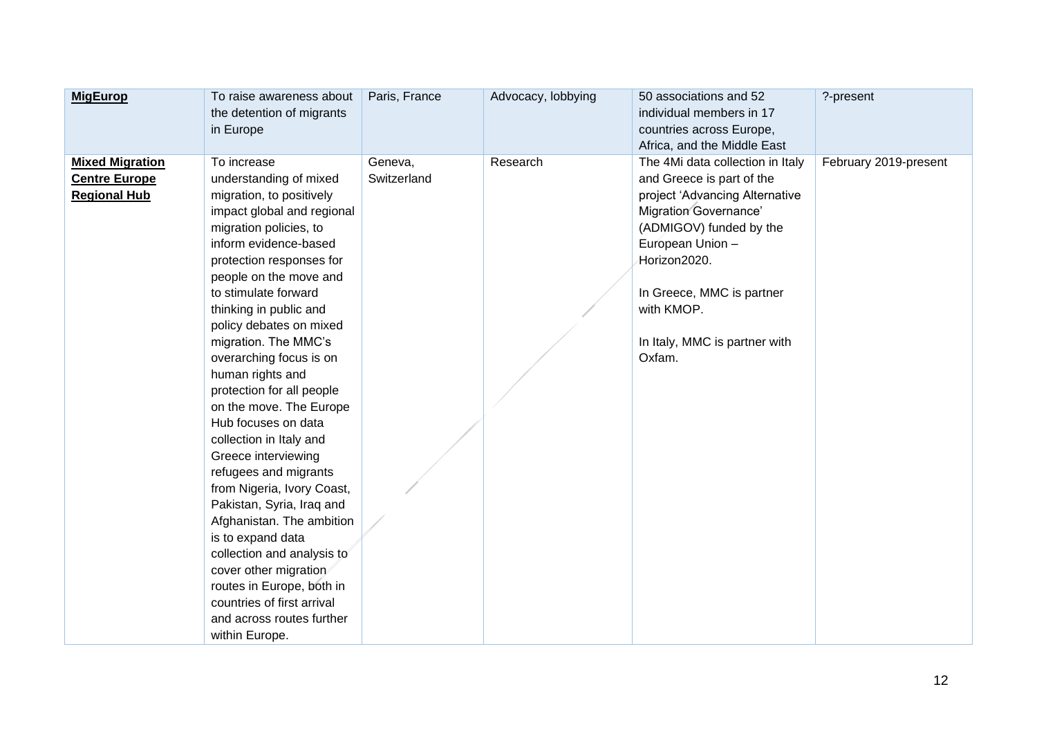| **MigEurop** | To raise awareness about the detention of migrants in Europe | Paris, France | Advocacy, lobbying | 50 associations and 52 individual members in 17 countries across Europe, Africa, and the Middle East | ?-present |
|---|---|---|---|---|---|
| **Mixed Migration Centre Europe Regional Hub** | To increase understanding of mixed migration, to positively impact global and regional migration policies, to inform evidence-based protection responses for people on the move and to stimulate forward thinking in public and policy debates on mixed migration. The MMC's overarching focus is on human rights and protection for all people on the move. The Europe Hub focuses on data collection in Italy and Greece interviewing refugees and migrants from Nigeria, Ivory Coast, Pakistan, Syria, Iraq and Afghanistan. The ambition is to expand data collection and analysis to cover other migration routes in Europe, both in countries of first arrival and across routes further within Europe. | Geneva, Switzerland | Research | The 4Mi data collection in Italy and Greece is part of the project 'Advancing Alternative Migration Governance' (ADMIGOV) funded by the European Union – Horizon2020.<br><br>In Greece, MMC is partner with KMOP.<br><br>In Italy, MMC is partner with Oxfam. | February 2019-present |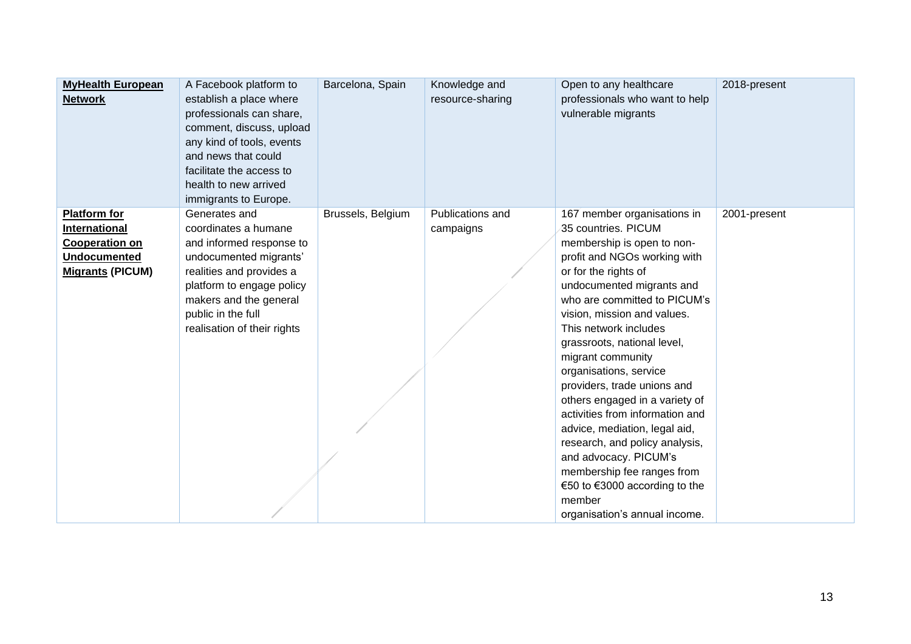| **MyHealth European Network** | A Facebook platform to establish a place where professionals can share, comment, discuss, upload any kind of tools, events and news that could facilitate the access to health to new arrived immigrants to Europe. | Barcelona, Spain | Knowledge and resource-sharing | Open to any healthcare professionals who want to help vulnerable migrants | 2018-present |
|---|---|---|---|---|---|
| **Platform for International Cooperation on Undocumented Migrants (PICUM)** | Generates and coordinates a humane and informed response to undocumented migrants' realities and provides a platform to engage policy makers and the general public in the full realisation of their rights | Brussels, Belgium | Publications and campaigns | 167 member organisations in 35 countries. PICUM membership is open to non-profit and NGOs working with or for the rights of undocumented migrants and who are committed to PICUM's vision, mission and values. This network includes grassroots, national level, migrant community organisations, service providers, trade unions and others engaged in a variety of activities from information and advice, mediation, legal aid, research, and policy analysis, and advocacy. PICUM's membership fee ranges from €50 to €3000 according to the member organisation's annual income. | 2001-present |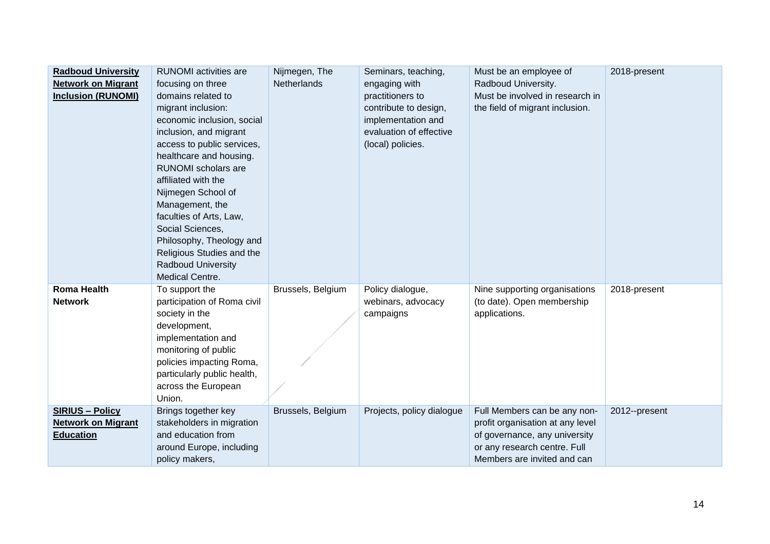| **Radboud University Network on Migrant Inclusion (RUNOMI)** | RUNOMI activities are focusing on three domains related to migrant inclusion: economic inclusion, social inclusion, and migrant access to public services, healthcare and housing. RUNOMI scholars are affiliated with the Nijmegen School of Management, the faculties of Arts, Law, Social Sciences, Philosophy, Theology and Religious Studies and the Radboud University Medical Centre. | Nijmegen, The Netherlands | Seminars, teaching, engaging with practitioners to contribute to design, implementation and evaluation of effective (local) policies. | Must be an employee of Radboud University. Must be involved in research in the field of migrant inclusion. | 2018-present |
|---|---|---|---|---|---|
| **Roma Health Network** | To support the participation of Roma civil society in the development, implementation and monitoring of public policies impacting Roma, particularly public health, across the European Union. | Brussels, Belgium | Policy dialogue, webinars, advocacy campaigns | Nine supporting organisations (to date). Open membership applications. | 2018-present |
| **SIRIUS – Policy Network on Migrant Education** | Brings together key stakeholders in migration and education from around Europe, including policy makers, | Brussels, Belgium | Projects, policy dialogue | Full Members can be any non-profit organisation at any level of governance, any university or any research centre. Full Members are invited and can | 2012--present |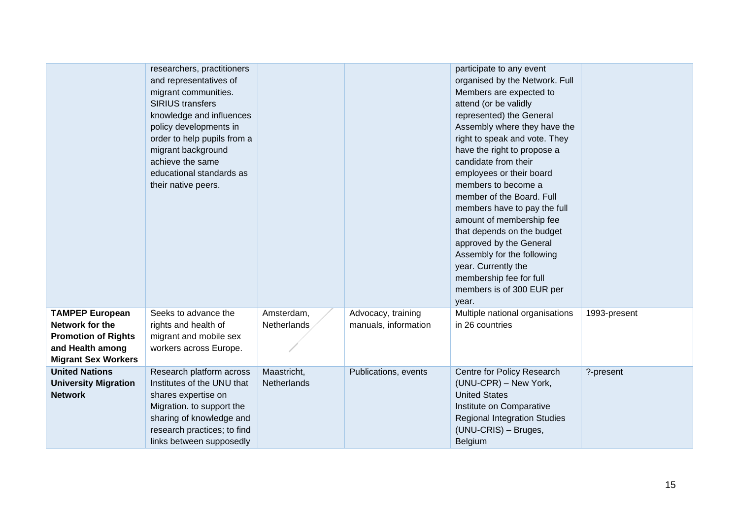| | | | | | |
|---|---|---|---|---|---|
| | researchers, practitioners and representatives of migrant communities. SIRIUS transfers knowledge and influences policy developments in order to help pupils from a migrant background achieve the same educational standards as their native peers. | | | participate to any event organised by the Network. Full Members are expected to attend (or be validly represented) the General Assembly where they have the right to speak and vote. They have the right to propose a candidate from their employees or their board members to become a member of the Board. Full members have to pay the full amount of membership fee that depends on the budget approved by the General Assembly for the following year. Currently the membership fee for full members is of 300 EUR per year. | |
| **TAMPEP European Network for the Promotion of Rights and Health among Migrant Sex Workers** | Seeks to advance the rights and health of migrant and mobile sex workers across Europe. | Amsterdam, Netherlands | Advocacy, training manuals, information | Multiple national organisations in 26 countries | 1993-present |
| **United Nations University Migration Network** | Research platform across Institutes of the UNU that shares expertise on Migration. to support the sharing of knowledge and research practices; to find links between supposedly | Maastricht, Netherlands | Publications, events | Centre for Policy Research (UNU-CPR) – New York, United States<br>Institute on Comparative Regional Integration Studies (UNU-CRIS) – Bruges, Belgium | ?-present |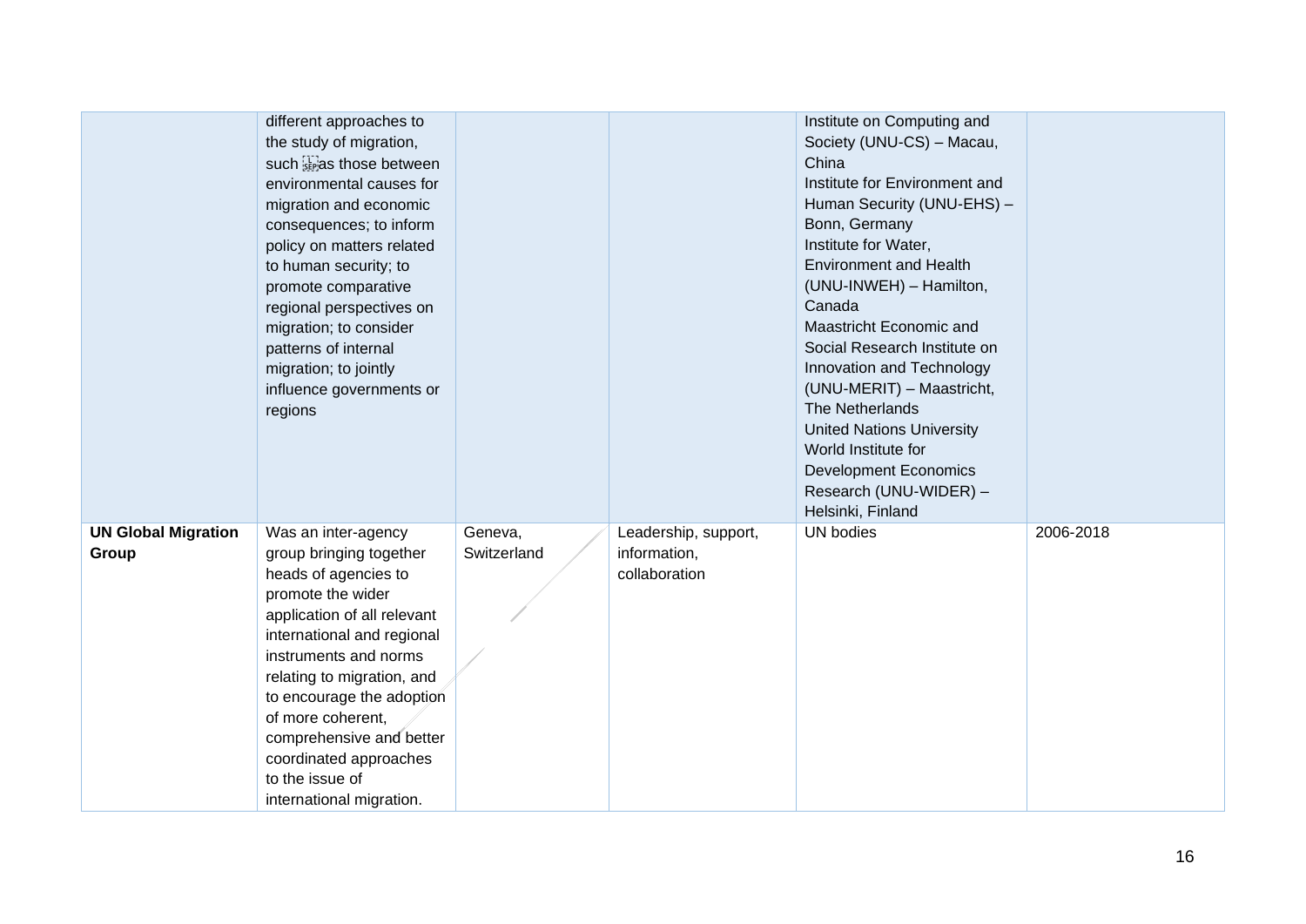| | | | | | |
|---|---|---|---|---|---|
| | different approaches to the study of migration, such as those between environmental causes for migration and economic consequences; to inform policy on matters related to human security; to promote comparative regional perspectives on migration; to consider patterns of internal migration; to jointly influence governments or regions | | | Institute on Computing and Society (UNU-CS) – Macau, China<br>Institute for Environment and Human Security (UNU-EHS) – Bonn, Germany<br>Institute for Water, Environment and Health (UNU-INWEH) – Hamilton, Canada<br>Maastricht Economic and Social Research Institute on Innovation and Technology (UNU-MERIT) – Maastricht, The Netherlands<br>United Nations University World Institute for Development Economics Research (UNU-WIDER) – Helsinki, Finland | |
| **UN Global Migration Group** | Was an inter-agency group bringing together heads of agencies to promote the wider application of all relevant international and regional instruments and norms relating to migration, and to encourage the adoption of more coherent, comprehensive and better coordinated approaches to the issue of international migration. | Geneva, Switzerland | Leadership, support, information, collaboration | UN bodies | 2006-2018 |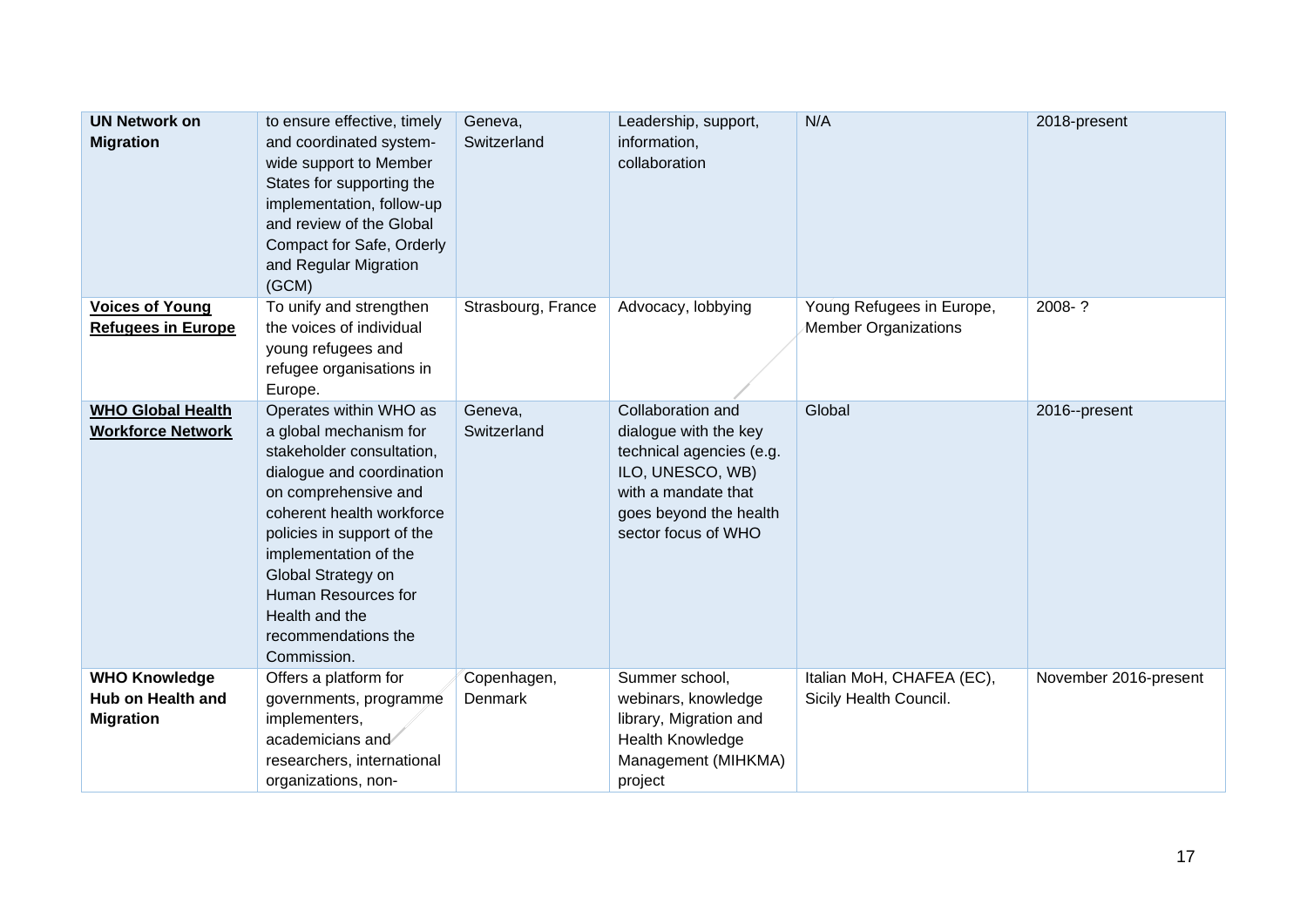| **UN Network on Migration** | to ensure effective, timely and coordinated system-wide support to Member States for supporting the implementation, follow-up and review of the Global Compact for Safe, Orderly and Regular Migration (GCM) | Geneva, Switzerland | Leadership, support, information, collaboration | N/A | 2018-present |
|---|---|---|---|---|---|
| **Voices of Young Refugees in Europe** | To unify and strengthen the voices of individual young refugees and refugee organisations in Europe. | Strasbourg, France | Advocacy, lobbying | Young Refugees in Europe, Member Organizations | 2008- ? |
| **WHO Global Health Workforce Network** | Operates within WHO as a global mechanism for stakeholder consultation, dialogue and coordination on comprehensive and coherent health workforce policies in support of the implementation of the Global Strategy on Human Resources for Health and the recommendations the Commission. | Geneva, Switzerland | Collaboration and dialogue with the key technical agencies (e.g. ILO, UNESCO, WB) with a mandate that goes beyond the health sector focus of WHO | Global | 2016--present |
| **WHO Knowledge Hub on Health and Migration** | Offers a platform for governments, programme implementers, academicians and researchers, international organizations, non- | Copenhagen, Denmark | Summer school, webinars, knowledge library, Migration and Health Knowledge Management (MIHKMA) project | Italian MoH, CHAFEA (EC), Sicily Health Council. | November 2016-present |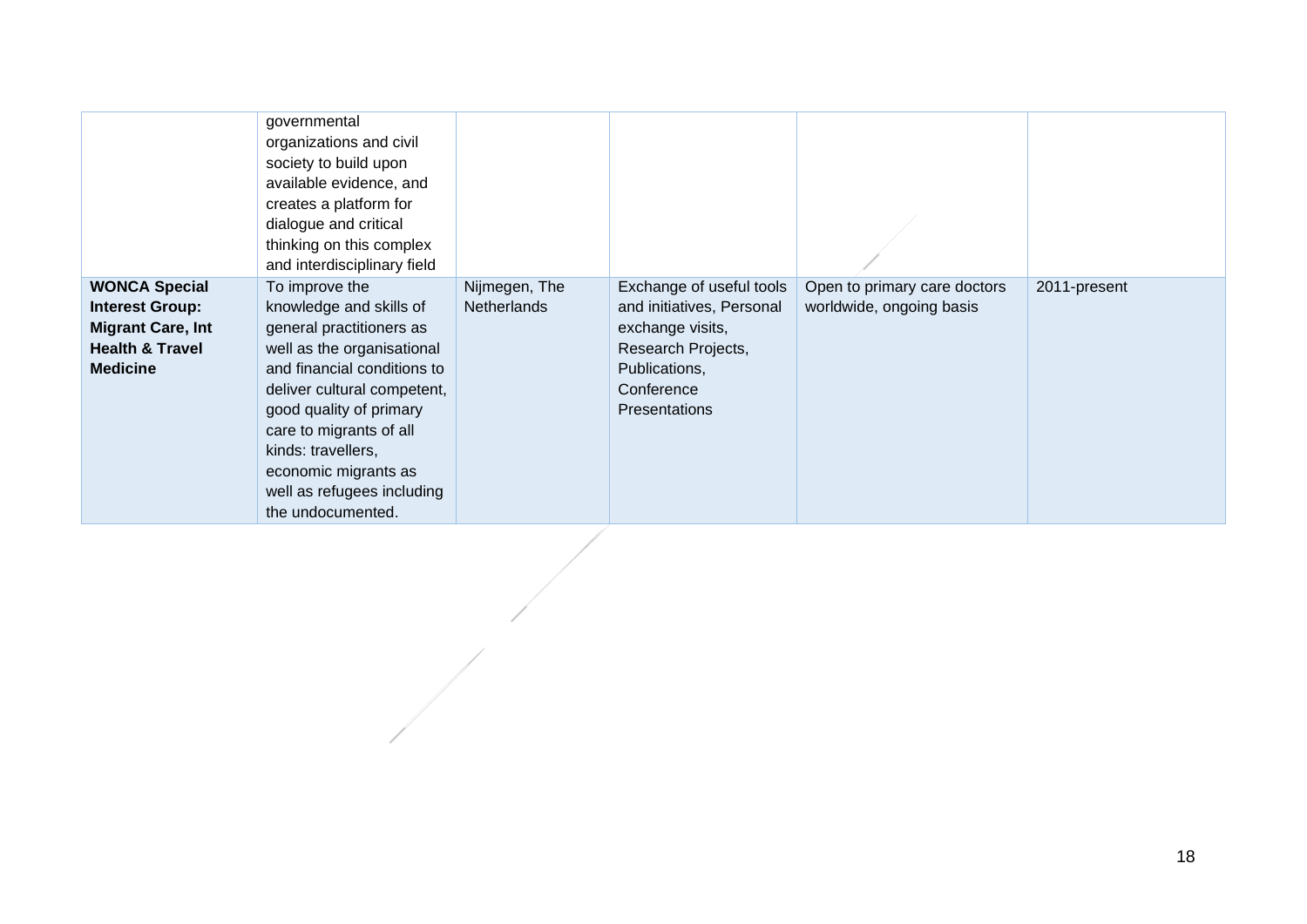| | | | | | |
|---|---|---|---|---|---|
| | governmental organizations and civil society to build upon available evidence, and creates a platform for dialogue and critical thinking on this complex and interdisciplinary field | | | | |
| **WONCA Special Interest Group: Migrant Care, Int Health & Travel Medicine** | To improve the knowledge and skills of general practitioners as well as the organisational and financial conditions to deliver cultural competent, good quality of primary care to migrants of all kinds: travellers, economic migrants as well as refugees including the undocumented. | Nijmegen, The Netherlands | Exchange of useful tools and initiatives, Personal exchange visits, Research Projects, Publications, Conference Presentations | Open to primary care doctors worldwide, ongoing basis | 2011-present |